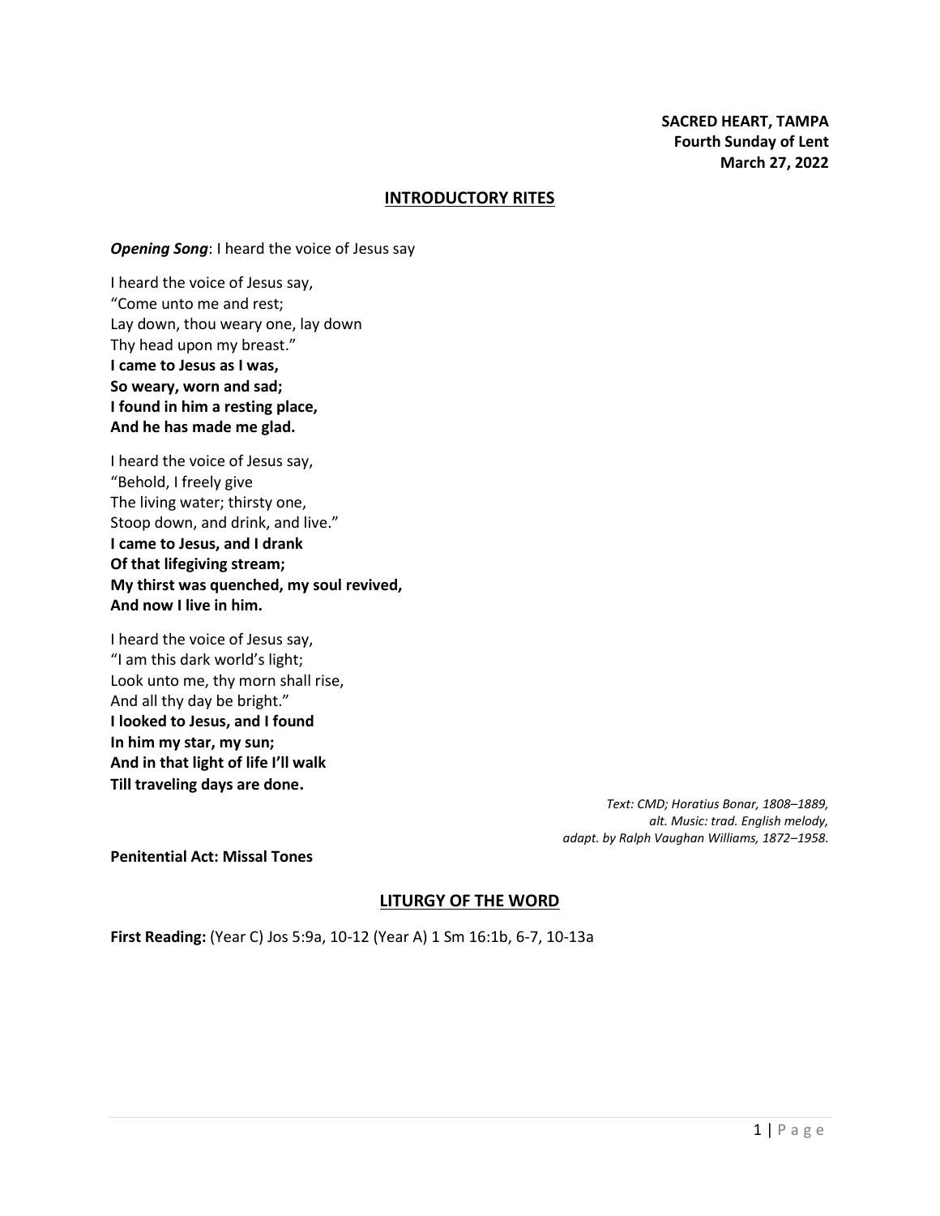**SACRED HEART, TAMPA**
**Fourth Sunday of Lent**
**March 27, 2022**

## INTRODUCTORY RITES

***Opening Song***: I heard the voice of Jesus say

I heard the voice of Jesus say,
"Come unto me and rest;
Lay down, thou weary one, lay down
Thy head upon my breast."
**I came to Jesus as I was,**
**So weary, worn and sad;**
**I found in him a resting place,**
**And he has made me glad.**

I heard the voice of Jesus say,
"Behold, I freely give
The living water; thirsty one,
Stoop down, and drink, and live."
**I came to Jesus, and I drank**
**Of that lifegiving stream;**
**My thirst was quenched, my soul revived,**
**And now I live in him.**

I heard the voice of Jesus say,
"I am this dark world's light;
Look unto me, thy morn shall rise,
And all thy day be bright."
**I looked to Jesus, and I found**
**In him my star, my sun;**
**And in that light of life I'll walk**
**Till traveling days are done.**

*Text: CMD; Horatius Bonar, 1808–1889, alt. Music: trad. English melody, adapt. by Ralph Vaughan Williams, 1872–1958.*

**Penitential Act: Missal Tones**

## LITURGY OF THE WORD

**First Reading:** (Year C) Jos 5:9a, 10-12 (Year A) 1 Sm 16:1b, 6-7, 10-13a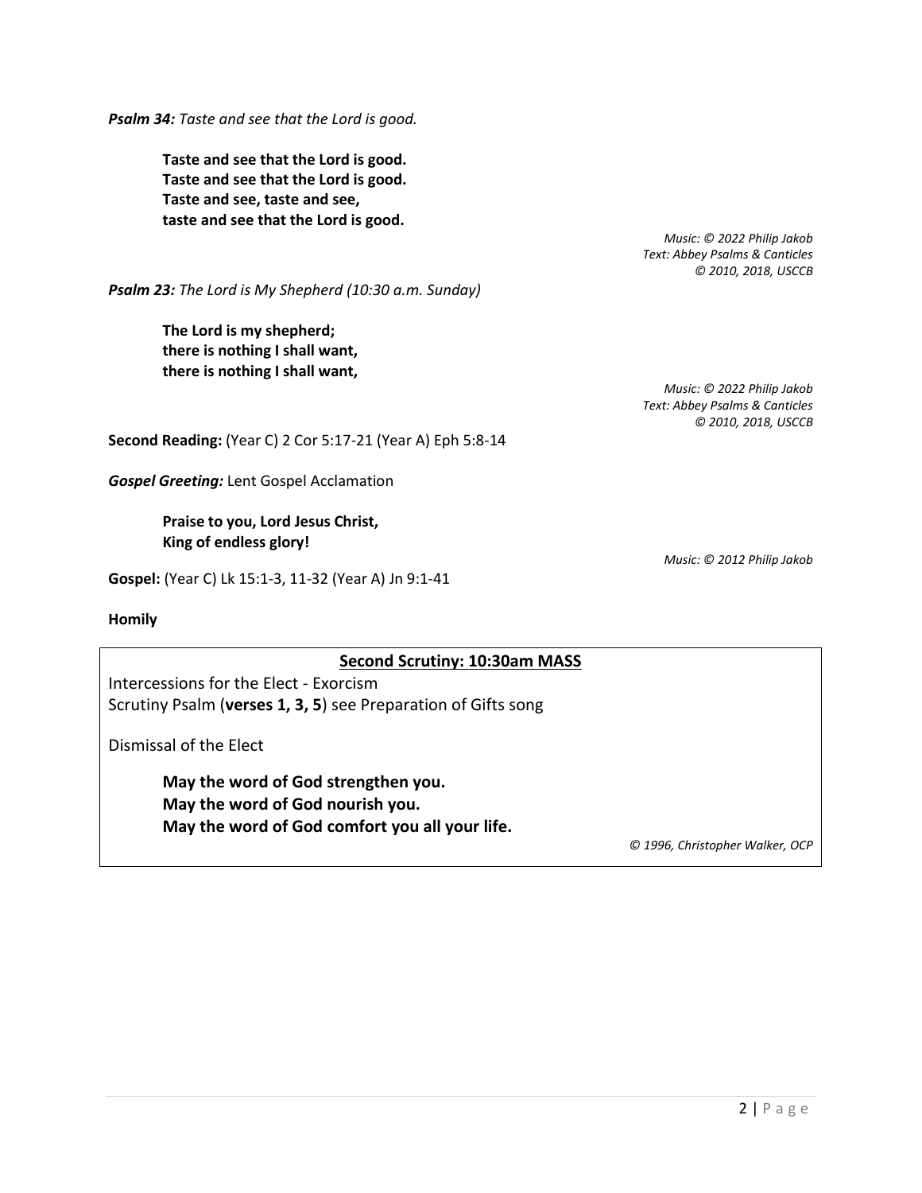***Psalm 34:*** *Taste and see that the Lord is good.*

> **Taste and see that the Lord is good.**
> **Taste and see that the Lord is good.**
> **Taste and see, taste and see,**
> **taste and see that the Lord is good.**

*Music: © 2022 Philip Jakob*
*Text: Abbey Psalms & Canticles*
*© 2010, 2018, USCCB*

***Psalm 23:*** *The Lord is My Shepherd (10:30 a.m. Sunday)*

> **The Lord is my shepherd;**
> **there is nothing I shall want,**
> **there is nothing I shall want,**

*Music: © 2022 Philip Jakob*
*Text: Abbey Psalms & Canticles*
*© 2010, 2018, USCCB*

**Second Reading:** (Year C) 2 Cor 5:17-21 (Year A) Eph 5:8-14

***Gospel Greeting:*** Lent Gospel Acclamation

> **Praise to you, Lord Jesus Christ,**
> **King of endless glory!**

*Music: © 2012 Philip Jakob*

**Gospel:** (Year C) Lk 15:1-3, 11-32 (Year A) Jn 9:1-41

**Homily**

**Second Scrutiny: 10:30am MASS**

Intercessions for the Elect - Exorcism
Scrutiny Psalm (**verses 1, 3, 5**) see Preparation of Gifts song

Dismissal of the Elect

> **May the word of God strengthen you.**
> **May the word of God nourish you.**
> **May the word of God comfort you all your life.**

*© 1996, Christopher Walker, OCP*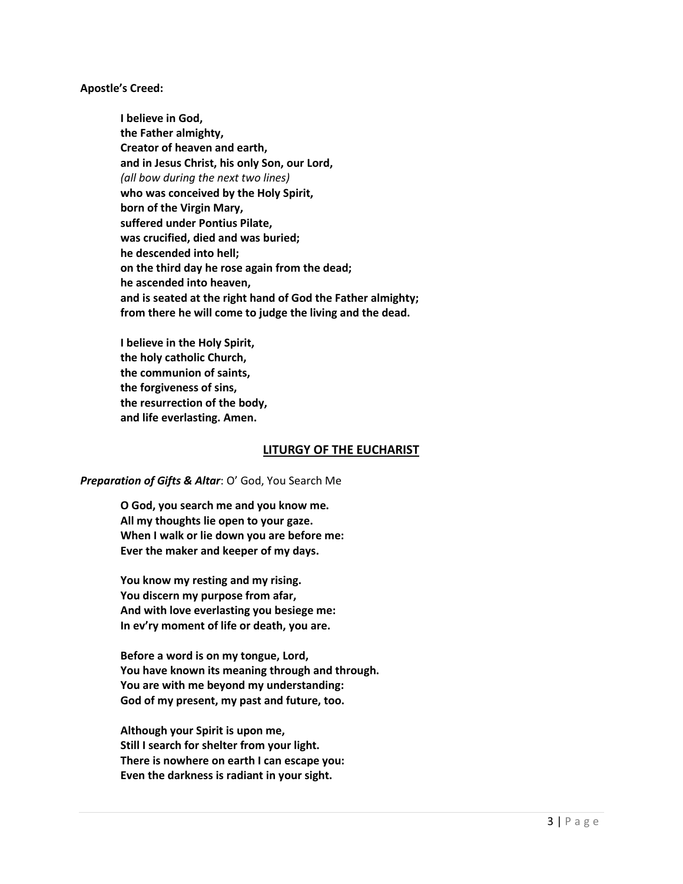**Apostle's Creed:**

**I believe in God,**
**the Father almighty,**
**Creator of heaven and earth,**
**and in Jesus Christ, his only Son, our Lord,**
*(all bow during the next two lines)*
**who was conceived by the Holy Spirit,**
**born of the Virgin Mary,**
**suffered under Pontius Pilate,**
**was crucified, died and was buried;**
**he descended into hell;**
**on the third day he rose again from the dead;**
**he ascended into heaven,**
**and is seated at the right hand of God the Father almighty;**
**from there he will come to judge the living and the dead.**

**I believe in the Holy Spirit,**
**the holy catholic Church,**
**the communion of saints,**
**the forgiveness of sins,**
**the resurrection of the body,**
**and life everlasting. Amen.**

## LITURGY OF THE EUCHARIST

***Preparation of Gifts & Altar***: O' God, You Search Me

**O God, you search me and you know me.**
**All my thoughts lie open to your gaze.**
**When I walk or lie down you are before me:**
**Ever the maker and keeper of my days.**

**You know my resting and my rising.**
**You discern my purpose from afar,**
**And with love everlasting you besiege me:**
**In ev'ry moment of life or death, you are.**

**Before a word is on my tongue, Lord,**
**You have known its meaning through and through.**
**You are with me beyond my understanding:**
**God of my present, my past and future, too.**

**Although your Spirit is upon me,**
**Still I search for shelter from your light.**
**There is nowhere on earth I can escape you:**
**Even the darkness is radiant in your sight.**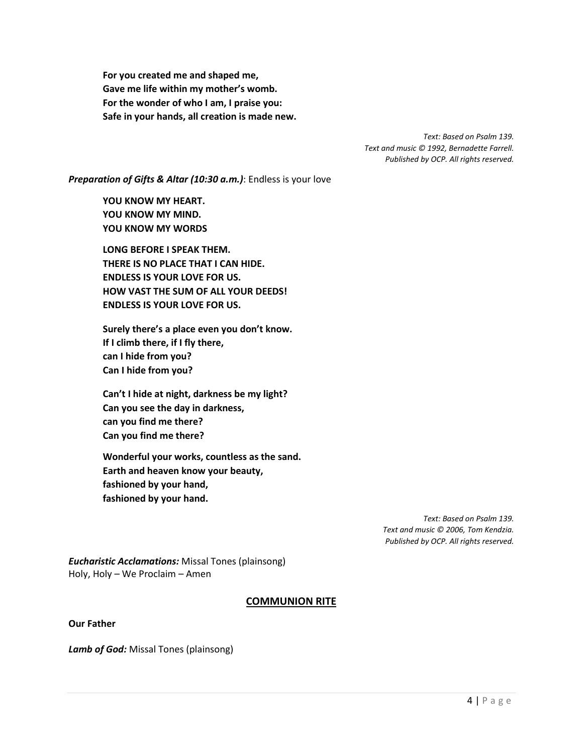**For you created me and shaped me,**
**Gave me life within my mother's womb.**
**For the wonder of who I am, I praise you:**
**Safe in your hands, all creation is made new.**

*Text: Based on Psalm 139.*
*Text and music © 1992, Bernadette Farrell.*
*Published by OCP. All rights reserved.*

***Preparation of Gifts & Altar (10:30 a.m.)***: Endless is your love

**YOU KNOW MY HEART.**
**YOU KNOW MY MIND.**
**YOU KNOW MY WORDS**

**LONG BEFORE I SPEAK THEM.**
**THERE IS NO PLACE THAT I CAN HIDE.**
**ENDLESS IS YOUR LOVE FOR US.**
**HOW VAST THE SUM OF ALL YOUR DEEDS!**
**ENDLESS IS YOUR LOVE FOR US.**

**Surely there's a place even you don't know.**
**If I climb there, if I fly there,**
**can I hide from you?**
**Can I hide from you?**

**Can't I hide at night, darkness be my light?**
**Can you see the day in darkness,**
**can you find me there?**
**Can you find me there?**

**Wonderful your works, countless as the sand.**
**Earth and heaven know your beauty,**
**fashioned by your hand,**
**fashioned by your hand.**

*Text: Based on Psalm 139.*
*Text and music © 2006, Tom Kendzia.*
*Published by OCP. All rights reserved.*

***Eucharistic Acclamations:*** Missal Tones (plainsong)
Holy, Holy – We Proclaim – Amen

## COMMUNION RITE

**Our Father**

***Lamb of God:*** Missal Tones (plainsong)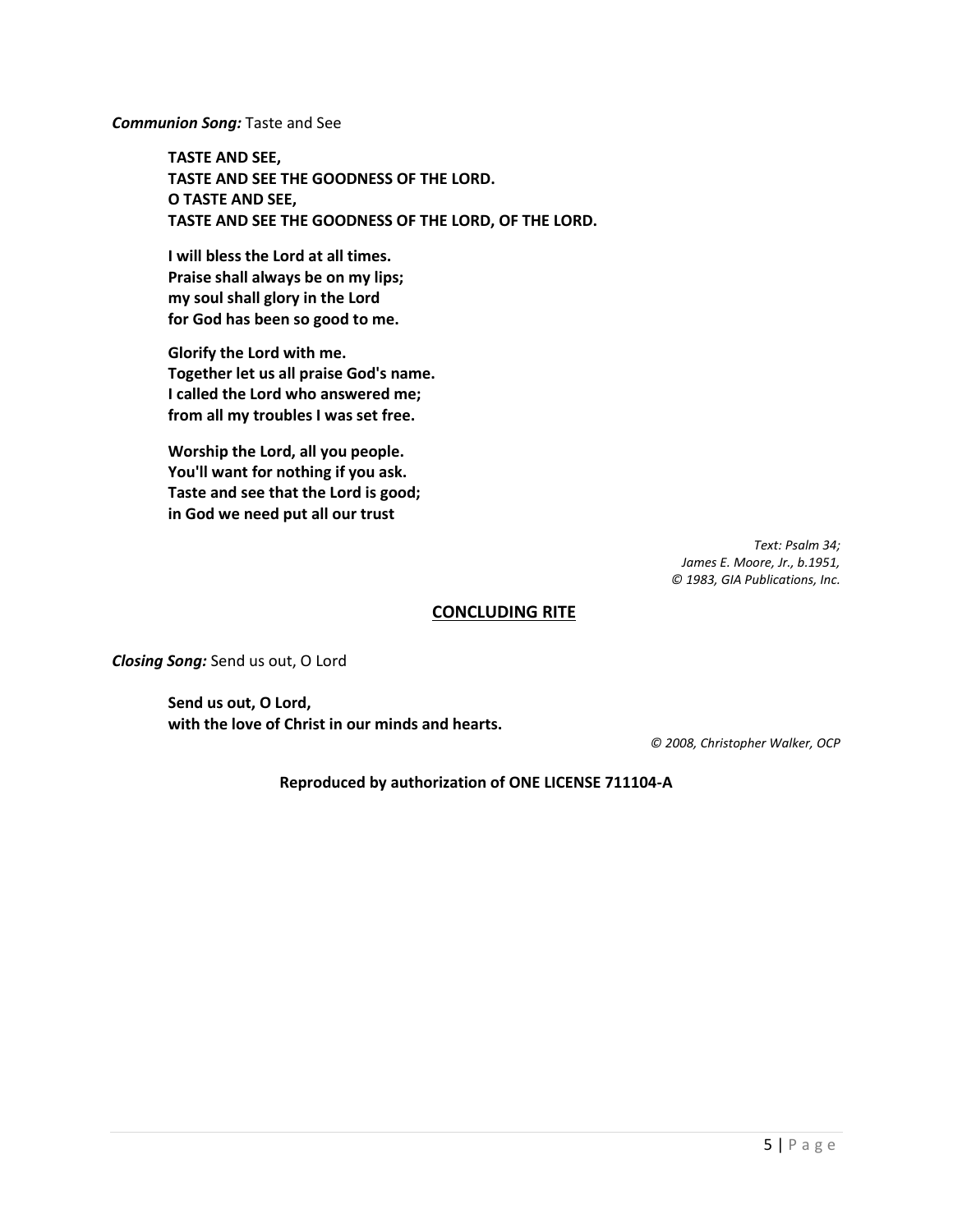***Communion Song:*** Taste and See

**TASTE AND SEE,
TASTE AND SEE THE GOODNESS OF THE LORD.
O TASTE AND SEE,
TASTE AND SEE THE GOODNESS OF THE LORD, OF THE LORD.**

**I will bless the Lord at all times.
Praise shall always be on my lips;
my soul shall glory in the Lord
for God has been so good to me.**

**Glorify the Lord with me.
Together let us all praise God's name.
I called the Lord who answered me;
from all my troubles I was set free.**

**Worship the Lord, all you people.
You'll want for nothing if you ask.
Taste and see that the Lord is good;
in God we need put all our trust**

*Text: Psalm 34;
James E. Moore, Jr., b.1951,
© 1983, GIA Publications, Inc.*

## CONCLUDING RITE

***Closing Song:*** Send us out, O Lord

**Send us out, O Lord,
with the love of Christ in our minds and hearts.**

*© 2008, Christopher Walker, OCP*

**Reproduced by authorization of ONE LICENSE 711104-A**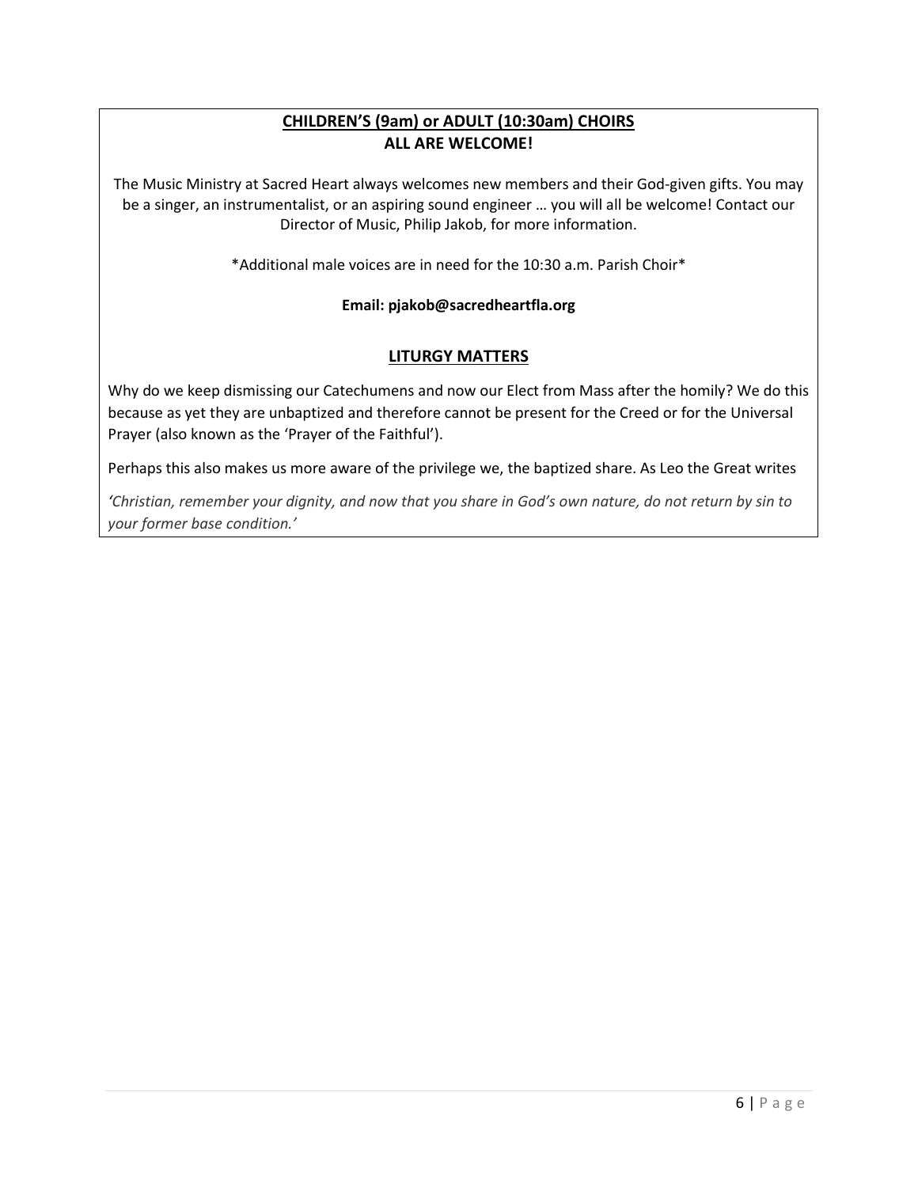## CHILDREN'S (9am) or ADULT (10:30am) CHOIRS

**ALL ARE WELCOME!**

The Music Ministry at Sacred Heart always welcomes new members and their God-given gifts. You may be a singer, an instrumentalist, or an aspiring sound engineer … you will all be welcome! Contact our Director of Music, Philip Jakob, for more information.

*Additional male voices are in need for the 10:30 a.m. Parish Choir*

**Email: pjakob@sacredheartfla.org**

## LITURGY MATTERS

Why do we keep dismissing our Catechumens and now our Elect from Mass after the homily? We do this because as yet they are unbaptized and therefore cannot be present for the Creed or for the Universal Prayer (also known as the 'Prayer of the Faithful').

Perhaps this also makes us more aware of the privilege we, the baptized share. As Leo the Great writes

*'Christian, remember your dignity, and now that you share in God's own nature, do not return by sin to your former base condition.'*